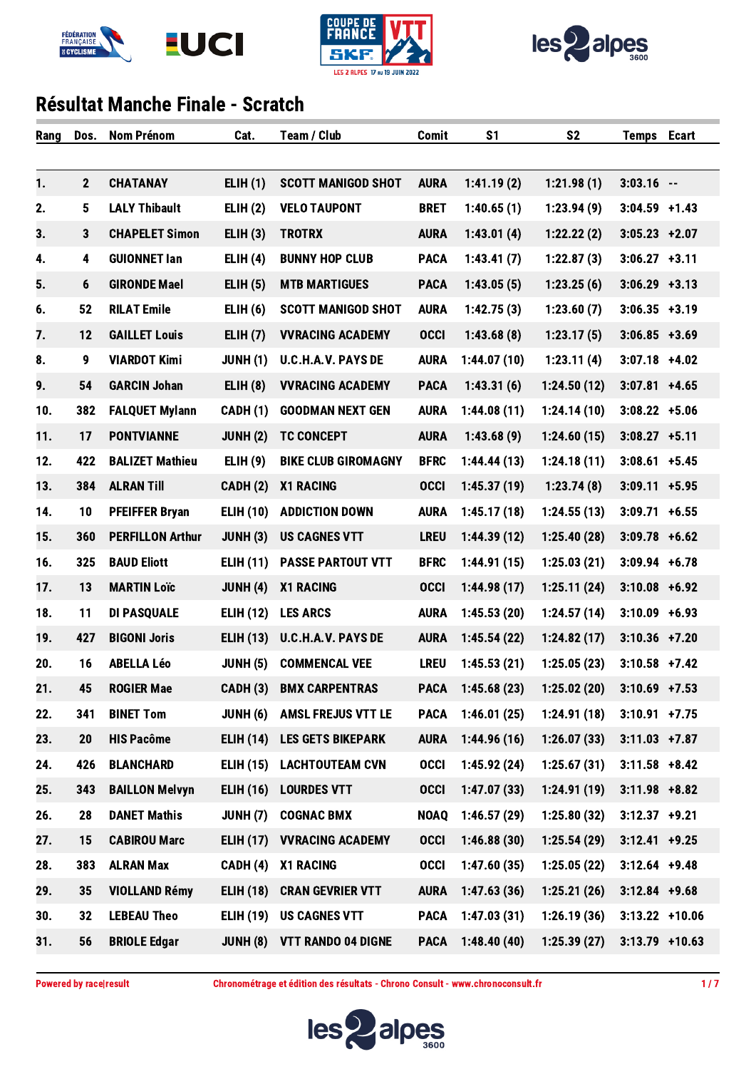# Résultat Manche Finale - Scratch

| Rang | Dos. | Nom Prénom | Cat. | Team / Club | Comit | S1 | S2 | Temps | Ecart |
|---|---|---|---|---|---|---|---|---|---|
| 1. | 2 | CHATANAY | ELIH (1) | SCOTT MANIGOD SHOT | AURA | 1:41.19 (2) | 1:21.98 (1) | 3:03.16 | -- |
| 2. | 5 | LALY Thibault | ELIH (2) | VELO TAUPONT | BRET | 1:40.65 (1) | 1:23.94 (9) | 3:04.59 | +1.43 |
| 3. | 3 | CHAPELET Simon | ELIH (3) | TROTRX | AURA | 1:43.01 (4) | 1:22.22 (2) | 3:05.23 | +2.07 |
| 4. | 4 | GUIONNET Ian | ELIH (4) | BUNNY HOP CLUB | PACA | 1:43.41 (7) | 1:22.87 (3) | 3:06.27 | +3.11 |
| 5. | 6 | GIRONDE Mael | ELIH (5) | MTB MARTIGUES | PACA | 1:43.05 (5) | 1:23.25 (6) | 3:06.29 | +3.13 |
| 6. | 52 | RILAT Emile | ELIH (6) | SCOTT MANIGOD SHOT | AURA | 1:42.75 (3) | 1:23.60 (7) | 3:06.35 | +3.19 |
| 7. | 12 | GAILLET Louis | ELIH (7) | VVRACING ACADEMY | OCCI | 1:43.68 (8) | 1:23.17 (5) | 3:06.85 | +3.69 |
| 8. | 9 | VIARDOT Kimi | JUNH (1) | U.C.H.A.V. PAYS DE | AURA | 1:44.07 (10) | 1:23.11 (4) | 3:07.18 | +4.02 |
| 9. | 54 | GARCIN Johan | ELIH (8) | VVRACING ACADEMY | PACA | 1:43.31 (6) | 1:24.50 (12) | 3:07.81 | +4.65 |
| 10. | 382 | FALQUET Mylann | CADH (1) | GOODMAN NEXT GEN | AURA | 1:44.08 (11) | 1:24.14 (10) | 3:08.22 | +5.06 |
| 11. | 17 | PONTVIANNE | JUNH (2) | TC CONCEPT | AURA | 1:43.68 (9) | 1:24.60 (15) | 3:08.27 | +5.11 |
| 12. | 422 | BALIZET Mathieu | ELIH (9) | BIKE CLUB GIROMAGNY | BFRC | 1:44.44 (13) | 1:24.18 (11) | 3:08.61 | +5.45 |
| 13. | 384 | ALRAN Till | CADH (2) | X1 RACING | OCCI | 1:45.37 (19) | 1:23.74 (8) | 3:09.11 | +5.95 |
| 14. | 10 | PFEIFFER Bryan | ELIH (10) | ADDICTION DOWN | AURA | 1:45.17 (18) | 1:24.55 (13) | 3:09.71 | +6.55 |
| 15. | 360 | PERFILLON Arthur | JUNH (3) | US CAGNES VTT | LREU | 1:44.39 (12) | 1:25.40 (28) | 3:09.78 | +6.62 |
| 16. | 325 | BAUD Eliott | ELIH (11) | PASSE PARTOUT VTT | BFRC | 1:44.91 (15) | 1:25.03 (21) | 3:09.94 | +6.78 |
| 17. | 13 | MARTIN Loïc | JUNH (4) | X1 RACING | OCCI | 1:44.98 (17) | 1:25.11 (24) | 3:10.08 | +6.92 |
| 18. | 11 | DI PASQUALE | ELIH (12) | LES ARCS | AURA | 1:45.53 (20) | 1:24.57 (14) | 3:10.09 | +6.93 |
| 19. | 427 | BIGONI Joris | ELIH (13) | U.C.H.A.V. PAYS DE | AURA | 1:45.54 (22) | 1:24.82 (17) | 3:10.36 | +7.20 |
| 20. | 16 | ABELLA Léo | JUNH (5) | COMMENCAL VEE | LREU | 1:45.53 (21) | 1:25.05 (23) | 3:10.58 | +7.42 |
| 21. | 45 | ROGIER Mae | CADH (3) | BMX CARPENTRAS | PACA | 1:45.68 (23) | 1:25.02 (20) | 3:10.69 | +7.53 |
| 22. | 341 | BINET Tom | JUNH (6) | AMSL FREJUS VTT LE | PACA | 1:46.01 (25) | 1:24.91 (18) | 3:10.91 | +7.75 |
| 23. | 20 | HIS Pacôme | ELIH (14) | LES GETS BIKEPARK | AURA | 1:44.96 (16) | 1:26.07 (33) | 3:11.03 | +7.87 |
| 24. | 426 | BLANCHARD | ELIH (15) | LACHTOUTEAM CVN | OCCI | 1:45.92 (24) | 1:25.67 (31) | 3:11.58 | +8.42 |
| 25. | 343 | BAILLON Melvyn | ELIH (16) | LOURDES VTT | OCCI | 1:47.07 (33) | 1:24.91 (19) | 3:11.98 | +8.82 |
| 26. | 28 | DANET Mathis | JUNH (7) | COGNAC BMX | NOAQ | 1:46.57 (29) | 1:25.80 (32) | 3:12.37 | +9.21 |
| 27. | 15 | CABIROU Marc | ELIH (17) | VVRACING ACADEMY | OCCI | 1:46.88 (30) | 1:25.54 (29) | 3:12.41 | +9.25 |
| 28. | 383 | ALRAN Max | CADH (4) | X1 RACING | OCCI | 1:47.60 (35) | 1:25.05 (22) | 3:12.64 | +9.48 |
| 29. | 35 | VIOLLAND Rémy | ELIH (18) | CRAN GEVRIER VTT | AURA | 1:47.63 (36) | 1:25.21 (26) | 3:12.84 | +9.68 |
| 30. | 32 | LEBEAU Theo | ELIH (19) | US CAGNES VTT | PACA | 1:47.03 (31) | 1:26.19 (36) | 3:13.22 | +10.06 |
| 31. | 56 | BRIOLE Edgar | JUNH (8) | VTT RANDO 04 DIGNE | PACA | 1:48.40 (40) | 1:25.39 (27) | 3:13.79 | +10.63 |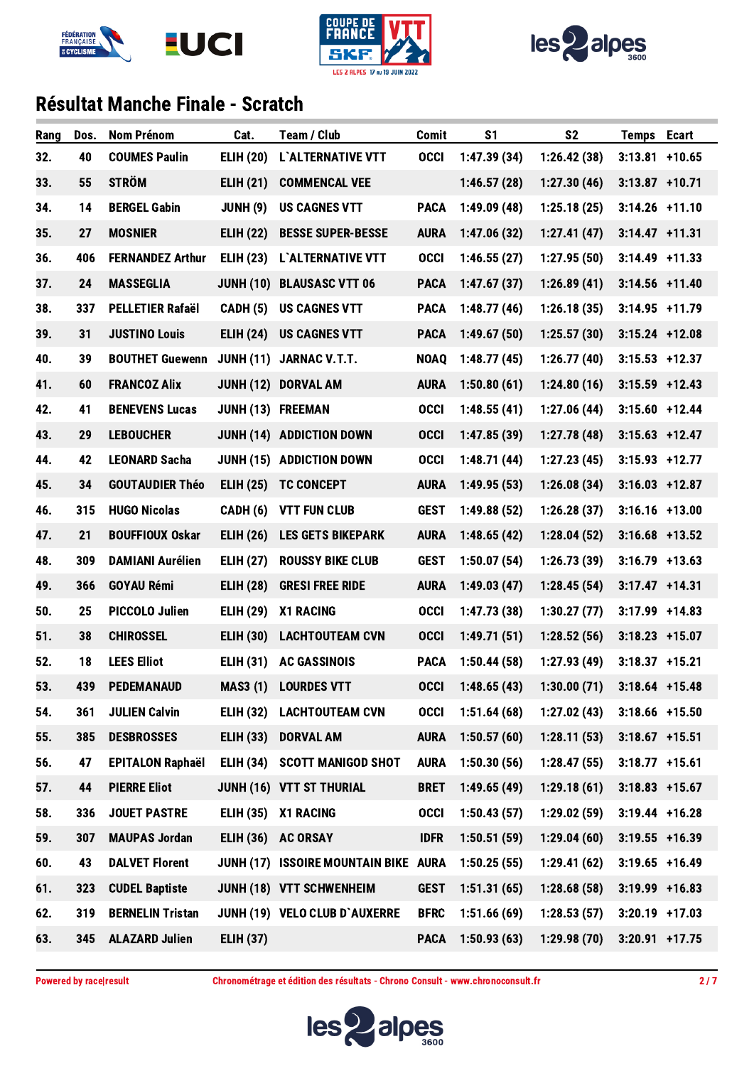## Résultat Manche Finale - Scratch

| Rang | Dos. | Nom Prénom | Cat. | Team / Club | Comit | S1 | S2 | Temps | Ecart |
|---|---|---|---|---|---|---|---|---|---|
| 32. | 40 | COUMES Paulin | ELIH (20) | L`ALTERNATIVE VTT | OCCI | 1:47.39 (34) | 1:26.42 (38) | 3:13.81 | +10.65 |
| 33. | 55 | STRÖM | ELIH (21) | COMMENCAL VEE | | 1:46.57 (28) | 1:27.30 (46) | 3:13.87 | +10.71 |
| 34. | 14 | BERGEL Gabin | JUNH (9) | US CAGNES VTT | PACA | 1:49.09 (48) | 1:25.18 (25) | 3:14.26 | +11.10 |
| 35. | 27 | MOSNIER | ELIH (22) | BESSE SUPER-BESSE | AURA | 1:47.06 (32) | 1:27.41 (47) | 3:14.47 | +11.31 |
| 36. | 406 | FERNANDEZ Arthur | ELIH (23) | L`ALTERNATIVE VTT | OCCI | 1:46.55 (27) | 1:27.95 (50) | 3:14.49 | +11.33 |
| 37. | 24 | MASSEGLIA | JUNH (10) | BLAUSASC VTT 06 | PACA | 1:47.67 (37) | 1:26.89 (41) | 3:14.56 | +11.40 |
| 38. | 337 | PELLETIER Rafaël | CADH (5) | US CAGNES VTT | PACA | 1:48.77 (46) | 1:26.18 (35) | 3:14.95 | +11.79 |
| 39. | 31 | JUSTINO Louis | ELIH (24) | US CAGNES VTT | PACA | 1:49.67 (50) | 1:25.57 (30) | 3:15.24 | +12.08 |
| 40. | 39 | BOUTHET Guewenn | JUNH (11) | JARNAC V.T.T. | NOAQ | 1:48.77 (45) | 1:26.77 (40) | 3:15.53 | +12.37 |
| 41. | 60 | FRANCOZ Alix | JUNH (12) | DORVAL AM | AURA | 1:50.80 (61) | 1:24.80 (16) | 3:15.59 | +12.43 |
| 42. | 41 | BENEVENS Lucas | JUNH (13) | FREEMAN | OCCI | 1:48.55 (41) | 1:27.06 (44) | 3:15.60 | +12.44 |
| 43. | 29 | LEBOUCHER | JUNH (14) | ADDICTION DOWN | OCCI | 1:47.85 (39) | 1:27.78 (48) | 3:15.63 | +12.47 |
| 44. | 42 | LEONARD Sacha | JUNH (15) | ADDICTION DOWN | OCCI | 1:48.71 (44) | 1:27.23 (45) | 3:15.93 | +12.77 |
| 45. | 34 | GOUTAUDIER Théo | ELIH (25) | TC CONCEPT | AURA | 1:49.95 (53) | 1:26.08 (34) | 3:16.03 | +12.87 |
| 46. | 315 | HUGO Nicolas | CADH (6) | VTT FUN CLUB | GEST | 1:49.88 (52) | 1:26.28 (37) | 3:16.16 | +13.00 |
| 47. | 21 | BOUFFIOUX Oskar | ELIH (26) | LES GETS BIKEPARK | AURA | 1:48.65 (42) | 1:28.04 (52) | 3:16.68 | +13.52 |
| 48. | 309 | DAMIANI Aurélien | ELIH (27) | ROUSSY BIKE CLUB | GEST | 1:50.07 (54) | 1:26.73 (39) | 3:16.79 | +13.63 |
| 49. | 366 | GOYAU Rémi | ELIH (28) | GRESI FREE RIDE | AURA | 1:49.03 (47) | 1:28.45 (54) | 3:17.47 | +14.31 |
| 50. | 25 | PICCOLO Julien | ELIH (29) | X1 RACING | OCCI | 1:47.73 (38) | 1:30.27 (77) | 3:17.99 | +14.83 |
| 51. | 38 | CHIROSSEL | ELIH (30) | LACHTOUTEAM CVN | OCCI | 1:49.71 (51) | 1:28.52 (56) | 3:18.23 | +15.07 |
| 52. | 18 | LEES Elliot | ELIH (31) | AC GASSINOIS | PACA | 1:50.44 (58) | 1:27.93 (49) | 3:18.37 | +15.21 |
| 53. | 439 | PEDEMANAUD | MAS3 (1) | LOURDES VTT | OCCI | 1:48.65 (43) | 1:30.00 (71) | 3:18.64 | +15.48 |
| 54. | 361 | JULIEN Calvin | ELIH (32) | LACHTOUTEAM CVN | OCCI | 1:51.64 (68) | 1:27.02 (43) | 3:18.66 | +15.50 |
| 55. | 385 | DESBROSSES | ELIH (33) | DORVAL AM | AURA | 1:50.57 (60) | 1:28.11 (53) | 3:18.67 | +15.51 |
| 56. | 47 | EPITALON Raphaël | ELIH (34) | SCOTT MANIGOD SHOT | AURA | 1:50.30 (56) | 1:28.47 (55) | 3:18.77 | +15.61 |
| 57. | 44 | PIERRE Eliot | JUNH (16) | VTT ST THURIAL | BRET | 1:49.65 (49) | 1:29.18 (61) | 3:18.83 | +15.67 |
| 58. | 336 | JOUET PASTRE | ELIH (35) | X1 RACING | OCCI | 1:50.43 (57) | 1:29.02 (59) | 3:19.44 | +16.28 |
| 59. | 307 | MAUPAS Jordan | ELIH (36) | AC ORSAY | IDFR | 1:50.51 (59) | 1:29.04 (60) | 3:19.55 | +16.39 |
| 60. | 43 | DALVET Florent | JUNH (17) | ISSOIRE MOUNTAIN BIKE | AURA | 1:50.25 (55) | 1:29.41 (62) | 3:19.65 | +16.49 |
| 61. | 323 | CUDEL Baptiste | JUNH (18) | VTT SCHWENHEIM | GEST | 1:51.31 (65) | 1:28.68 (58) | 3:19.99 | +16.83 |
| 62. | 319 | BERNELIN Tristan | JUNH (19) | VELO CLUB D`AUXERRE | BFRC | 1:51.66 (69) | 1:28.53 (57) | 3:20.19 | +17.03 |
| 63. | 345 | ALAZARD Julien | ELIH (37) | | PACA | 1:50.93 (63) | 1:29.98 (70) | 3:20.91 | +17.75 |

Powered by race|result — Chronométrage et édition des résultats - Chrono Consult - www.chronoconsult.fr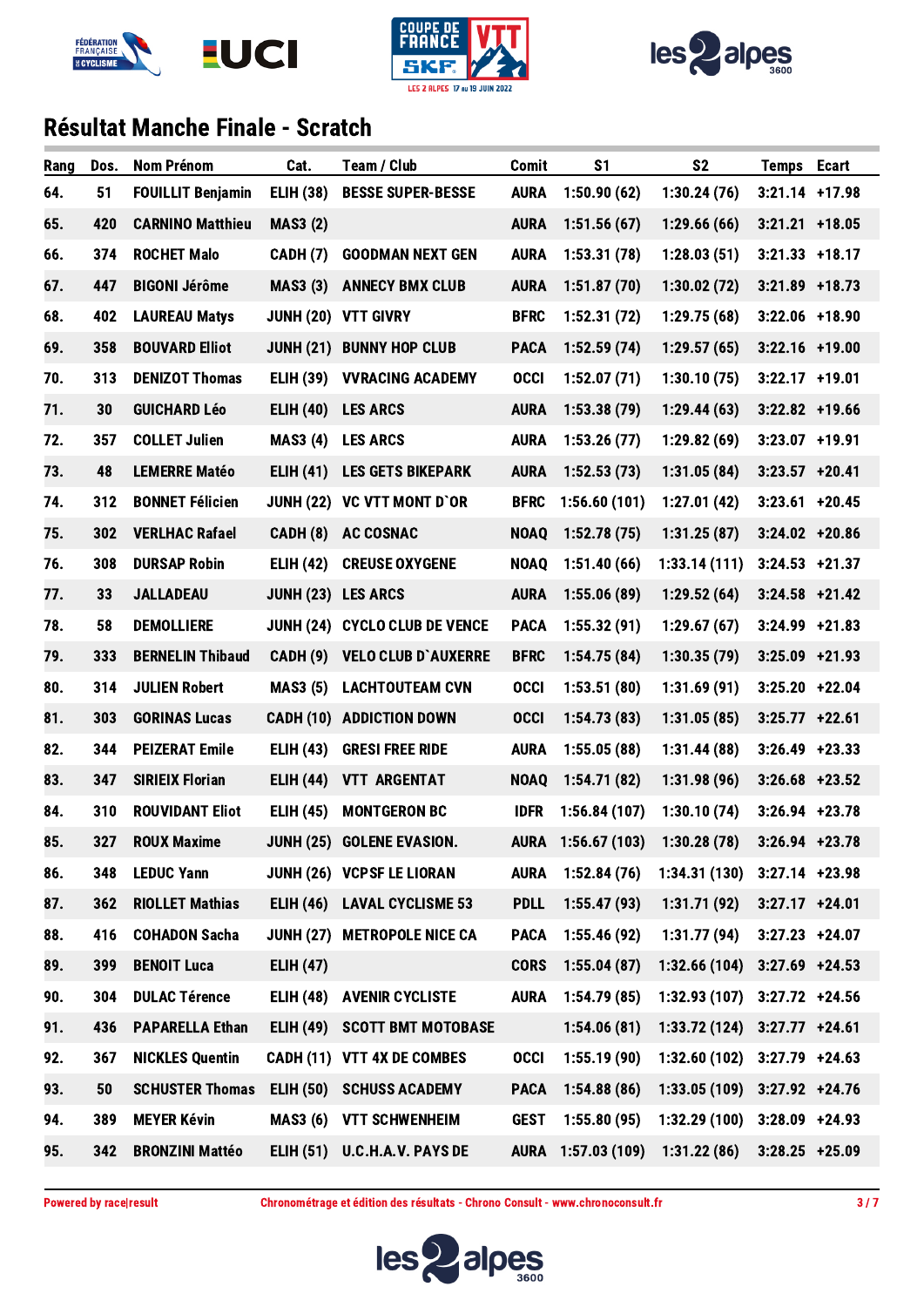## Résultat Manche Finale - Scratch

| Rang | Dos. | Nom Prénom | Cat. | Team / Club | Comit | S1 | S2 | Temps | Ecart |
|---|---|---|---|---|---|---|---|---|---|
| 64. | 51 | FOUILLIT Benjamin | ELIH (38) | BESSE SUPER-BESSE | AURA | 1:50.90 (62) | 1:30.24 (76) | 3:21.14 | +17.98 |
| 65. | 420 | CARNINO Matthieu | MAS3 (2) | | AURA | 1:51.56 (67) | 1:29.66 (66) | 3:21.21 | +18.05 |
| 66. | 374 | ROCHET Malo | CADH (7) | GOODMAN NEXT GEN | AURA | 1:53.31 (78) | 1:28.03 (51) | 3:21.33 | +18.17 |
| 67. | 447 | BIGONI Jérôme | MAS3 (3) | ANNECY BMX CLUB | AURA | 1:51.87 (70) | 1:30.02 (72) | 3:21.89 | +18.73 |
| 68. | 402 | LAUREAU Matys | JUNH (20) | VTT GIVRY | BFRC | 1:52.31 (72) | 1:29.75 (68) | 3:22.06 | +18.90 |
| 69. | 358 | BOUVARD Elliot | JUNH (21) | BUNNY HOP CLUB | PACA | 1:52.59 (74) | 1:29.57 (65) | 3:22.16 | +19.00 |
| 70. | 313 | DENIZOT Thomas | ELIH (39) | VVRACING ACADEMY | OCCI | 1:52.07 (71) | 1:30.10 (75) | 3:22.17 | +19.01 |
| 71. | 30 | GUICHARD Léo | ELIH (40) | LES ARCS | AURA | 1:53.38 (79) | 1:29.44 (63) | 3:22.82 | +19.66 |
| 72. | 357 | COLLET Julien | MAS3 (4) | LES ARCS | AURA | 1:53.26 (77) | 1:29.82 (69) | 3:23.07 | +19.91 |
| 73. | 48 | LEMERRE Matéo | ELIH (41) | LES GETS BIKEPARK | AURA | 1:52.53 (73) | 1:31.05 (84) | 3:23.57 | +20.41 |
| 74. | 312 | BONNET Félicien | JUNH (22) | VC VTT MONT D`OR | BFRC | 1:56.60 (101) | 1:27.01 (42) | 3:23.61 | +20.45 |
| 75. | 302 | VERLHAC Rafael | CADH (8) | AC COSNAC | NOAQ | 1:52.78 (75) | 1:31.25 (87) | 3:24.02 | +20.86 |
| 76. | 308 | DURSAP Robin | ELIH (42) | CREUSE OXYGENE | NOAQ | 1:51.40 (66) | 1:33.14 (111) | 3:24.53 | +21.37 |
| 77. | 33 | JALLADEAU | JUNH (23) | LES ARCS | AURA | 1:55.06 (89) | 1:29.52 (64) | 3:24.58 | +21.42 |
| 78. | 58 | DEMOLLIERE | JUNH (24) | CYCLO CLUB DE VENCE | PACA | 1:55.32 (91) | 1:29.67 (67) | 3:24.99 | +21.83 |
| 79. | 333 | BERNELIN Thibaud | CADH (9) | VELO CLUB D`AUXERRE | BFRC | 1:54.75 (84) | 1:30.35 (79) | 3:25.09 | +21.93 |
| 80. | 314 | JULIEN Robert | MAS3 (5) | LACHTOUTEAM CVN | OCCI | 1:53.51 (80) | 1:31.69 (91) | 3:25.20 | +22.04 |
| 81. | 303 | GORINAS Lucas | CADH (10) | ADDICTION DOWN | OCCI | 1:54.73 (83) | 1:31.05 (85) | 3:25.77 | +22.61 |
| 82. | 344 | PEIZERAT Emile | ELIH (43) | GRESI FREE RIDE | AURA | 1:55.05 (88) | 1:31.44 (88) | 3:26.49 | +23.33 |
| 83. | 347 | SIRIEIX Florian | ELIH (44) | VTT ARGENTAT | NOAQ | 1:54.71 (82) | 1:31.98 (96) | 3:26.68 | +23.52 |
| 84. | 310 | ROUVIDANT Eliot | ELIH (45) | MONTGERON BC | IDFR | 1:56.84 (107) | 1:30.10 (74) | 3:26.94 | +23.78 |
| 85. | 327 | ROUX Maxime | JUNH (25) | GOLENE EVASION. | AURA | 1:56.67 (103) | 1:30.28 (78) | 3:26.94 | +23.78 |
| 86. | 348 | LEDUC Yann | JUNH (26) | VCPSF LE LIORAN | AURA | 1:52.84 (76) | 1:34.31 (130) | 3:27.14 | +23.98 |
| 87. | 362 | RIOLLET Mathias | ELIH (46) | LAVAL CYCLISME 53 | PDLL | 1:55.47 (93) | 1:31.71 (92) | 3:27.17 | +24.01 |
| 88. | 416 | COHADON Sacha | JUNH (27) | METROPOLE NICE CA | PACA | 1:55.46 (92) | 1:31.77 (94) | 3:27.23 | +24.07 |
| 89. | 399 | BENOIT Luca | ELIH (47) | | CORS | 1:55.04 (87) | 1:32.66 (104) | 3:27.69 | +24.53 |
| 90. | 304 | DULAC Térence | ELIH (48) | AVENIR CYCLISTE | AURA | 1:54.79 (85) | 1:32.93 (107) | 3:27.72 | +24.56 |
| 91. | 436 | PAPARELLA Ethan | ELIH (49) | SCOTT BMT MOTOBASE | | 1:54.06 (81) | 1:33.72 (124) | 3:27.77 | +24.61 |
| 92. | 367 | NICKLES Quentin | CADH (11) | VTT 4X DE COMBES | OCCI | 1:55.19 (90) | 1:32.60 (102) | 3:27.79 | +24.63 |
| 93. | 50 | SCHUSTER Thomas | ELIH (50) | SCHUSS ACADEMY | PACA | 1:54.88 (86) | 1:33.05 (109) | 3:27.92 | +24.76 |
| 94. | 389 | MEYER Kévin | MAS3 (6) | VTT SCHWENHEIM | GEST | 1:55.80 (95) | 1:32.29 (100) | 3:28.09 | +24.93 |
| 95. | 342 | BRONZINI Mattéo | ELIH (51) | U.C.H.A.V. PAYS DE | AURA | 1:57.03 (109) | 1:31.22 (86) | 3:28.25 | +25.09 |

Powered by race|result — Chronométrage et édition des résultats - Chrono Consult - www.chronoconsult.fr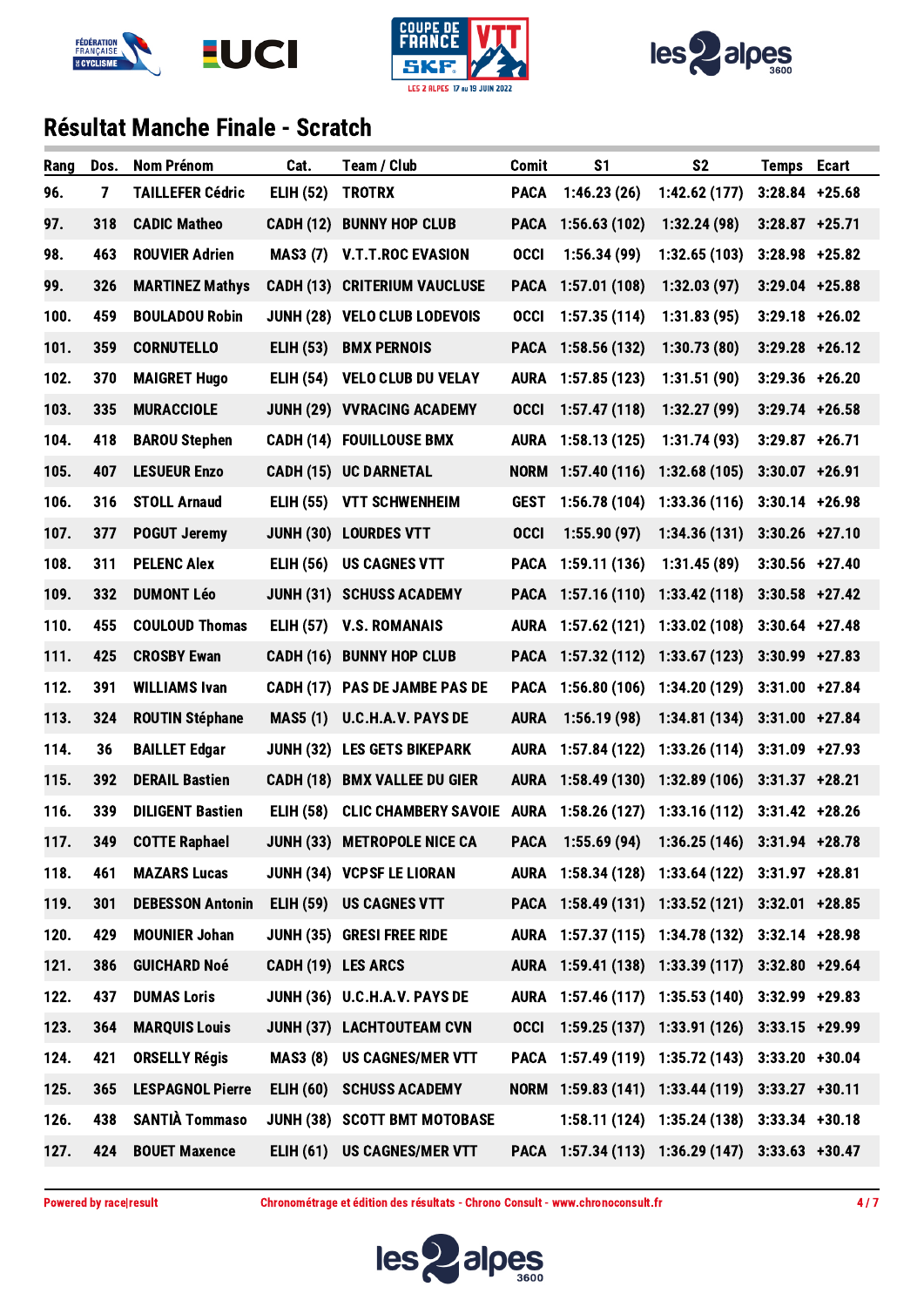## Résultat Manche Finale - Scratch

| Rang | Dos. | Nom Prénom | Cat. | Team / Club | Comit | S1 | S2 | Temps | Ecart |
|---|---|---|---|---|---|---|---|---|---|
| 96. | 7 | TAILLEFER Cédric | ELIH (52) | TROTRX | PACA | 1:46.23 (26) | 1:42.62 (177) | 3:28.84 | +25.68 |
| 97. | 318 | CADIC Matheo | CADH (12) | BUNNY HOP CLUB | PACA | 1:56.63 (102) | 1:32.24 (98) | 3:28.87 | +25.71 |
| 98. | 463 | ROUVIER Adrien | MAS3 (7) | V.T.T.ROC EVASION | OCCI | 1:56.34 (99) | 1:32.65 (103) | 3:28.98 | +25.82 |
| 99. | 326 | MARTINEZ Mathys | CADH (13) | CRITERIUM VAUCLUSE | PACA | 1:57.01 (108) | 1:32.03 (97) | 3:29.04 | +25.88 |
| 100. | 459 | BOULADOU Robin | JUNH (28) | VELO CLUB LODEVOIS | OCCI | 1:57.35 (114) | 1:31.83 (95) | 3:29.18 | +26.02 |
| 101. | 359 | CORNUTELLO | ELIH (53) | BMX PERNOIS | PACA | 1:58.56 (132) | 1:30.73 (80) | 3:29.28 | +26.12 |
| 102. | 370 | MAIGRET Hugo | ELIH (54) | VELO CLUB DU VELAY | AURA | 1:57.85 (123) | 1:31.51 (90) | 3:29.36 | +26.20 |
| 103. | 335 | MURACCIOLE | JUNH (29) | VVRACING ACADEMY | OCCI | 1:57.47 (118) | 1:32.27 (99) | 3:29.74 | +26.58 |
| 104. | 418 | BAROU Stephen | CADH (14) | FOUILLOUSE BMX | AURA | 1:58.13 (125) | 1:31.74 (93) | 3:29.87 | +26.71 |
| 105. | 407 | LESUEUR Enzo | CADH (15) | UC DARNETAL | NORM | 1:57.40 (116) | 1:32.68 (105) | 3:30.07 | +26.91 |
| 106. | 316 | STOLL Arnaud | ELIH (55) | VTT SCHWENHEIM | GEST | 1:56.78 (104) | 1:33.36 (116) | 3:30.14 | +26.98 |
| 107. | 377 | POGUT Jeremy | JUNH (30) | LOURDES VTT | OCCI | 1:55.90 (97) | 1:34.36 (131) | 3:30.26 | +27.10 |
| 108. | 311 | PELENC Alex | ELIH (56) | US CAGNES VTT | PACA | 1:59.11 (136) | 1:31.45 (89) | 3:30.56 | +27.40 |
| 109. | 332 | DUMONT Léo | JUNH (31) | SCHUSS ACADEMY | PACA | 1:57.16 (110) | 1:33.42 (118) | 3:30.58 | +27.42 |
| 110. | 455 | COULOUD Thomas | ELIH (57) | V.S. ROMANAIS | AURA | 1:57.62 (121) | 1:33.02 (108) | 3:30.64 | +27.48 |
| 111. | 425 | CROSBY Ewan | CADH (16) | BUNNY HOP CLUB | PACA | 1:57.32 (112) | 1:33.67 (123) | 3:30.99 | +27.83 |
| 112. | 391 | WILLIAMS Ivan | CADH (17) | PAS DE JAMBE PAS DE | PACA | 1:56.80 (106) | 1:34.20 (129) | 3:31.00 | +27.84 |
| 113. | 324 | ROUTIN Stéphane | MAS5 (1) | U.C.H.A.V. PAYS DE | AURA | 1:56.19 (98) | 1:34.81 (134) | 3:31.00 | +27.84 |
| 114. | 36 | BAILLET Edgar | JUNH (32) | LES GETS BIKEPARK | AURA | 1:57.84 (122) | 1:33.26 (114) | 3:31.09 | +27.93 |
| 115. | 392 | DERAIL Bastien | CADH (18) | BMX VALLEE DU GIER | AURA | 1:58.49 (130) | 1:32.89 (106) | 3:31.37 | +28.21 |
| 116. | 339 | DILIGENT Bastien | ELIH (58) | CLIC CHAMBERY SAVOIE | AURA | 1:58.26 (127) | 1:33.16 (112) | 3:31.42 | +28.26 |
| 117. | 349 | COTTE Raphael | JUNH (33) | METROPOLE NICE CA | PACA | 1:55.69 (94) | 1:36.25 (146) | 3:31.94 | +28.78 |
| 118. | 461 | MAZARS Lucas | JUNH (34) | VCPSF LE LIORAN | AURA | 1:58.34 (128) | 1:33.64 (122) | 3:31.97 | +28.81 |
| 119. | 301 | DEBESSON Antonin | ELIH (59) | US CAGNES VTT | PACA | 1:58.49 (131) | 1:33.52 (121) | 3:32.01 | +28.85 |
| 120. | 429 | MOUNIER Johan | JUNH (35) | GRESI FREE RIDE | AURA | 1:57.37 (115) | 1:34.78 (132) | 3:32.14 | +28.98 |
| 121. | 386 | GUICHARD Noé | CADH (19) | LES ARCS | AURA | 1:59.41 (138) | 1:33.39 (117) | 3:32.80 | +29.64 |
| 122. | 437 | DUMAS Loris | JUNH (36) | U.C.H.A.V. PAYS DE | AURA | 1:57.46 (117) | 1:35.53 (140) | 3:32.99 | +29.83 |
| 123. | 364 | MARQUIS Louis | JUNH (37) | LACHTOUTEAM CVN | OCCI | 1:59.25 (137) | 1:33.91 (126) | 3:33.15 | +29.99 |
| 124. | 421 | ORSELLY Régis | MAS3 (8) | US CAGNES/MER VTT | PACA | 1:57.49 (119) | 1:35.72 (143) | 3:33.20 | +30.04 |
| 125. | 365 | LESPAGNOL Pierre | ELIH (60) | SCHUSS ACADEMY | NORM | 1:59.83 (141) | 1:33.44 (119) | 3:33.27 | +30.11 |
| 126. | 438 | SANTIÀ Tommaso | JUNH (38) | SCOTT BMT MOTOBASE | | 1:58.11 (124) | 1:35.24 (138) | 3:33.34 | +30.18 |
| 127. | 424 | BOUET Maxence | ELIH (61) | US CAGNES/MER VTT | PACA | 1:57.34 (113) | 1:36.29 (147) | 3:33.63 | +30.47 |

Powered by race|result — Chronométrage et édition des résultats - Chrono Consult - www.chronoconsult.fr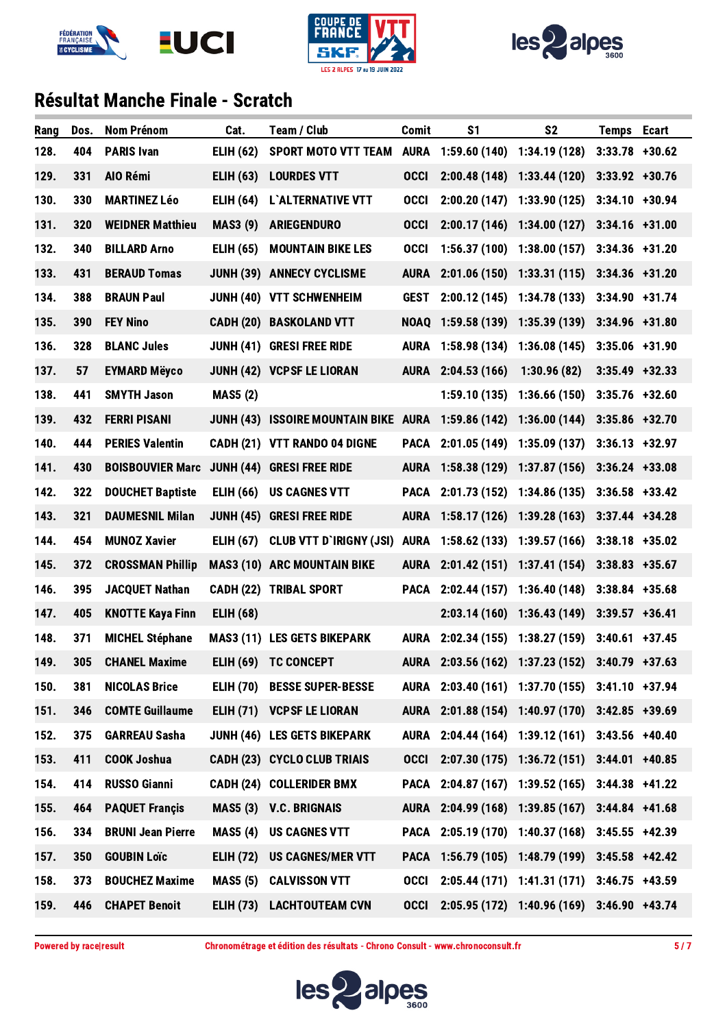## Résultat Manche Finale - Scratch

| Rang | Dos. | Nom Prénom | Cat. | Team / Club | Comit | S1 | S2 | Temps | Ecart |
|---|---|---|---|---|---|---|---|---|---|
| 128. | 404 | PARIS Ivan | ELIH (62) | SPORT MOTO VTT TEAM | AURA | 1:59.60 (140) | 1:34.19 (128) | 3:33.78 | +30.62 |
| 129. | 331 | AIO Rémi | ELIH (63) | LOURDES VTT | OCCI | 2:00.48 (148) | 1:33.44 (120) | 3:33.92 | +30.76 |
| 130. | 330 | MARTINEZ Léo | ELIH (64) | L`ALTERNATIVE VTT | OCCI | 2:00.20 (147) | 1:33.90 (125) | 3:34.10 | +30.94 |
| 131. | 320 | WEIDNER Matthieu | MAS3 (9) | ARIEGENDURO | OCCI | 2:00.17 (146) | 1:34.00 (127) | 3:34.16 | +31.00 |
| 132. | 340 | BILLARD Arno | ELIH (65) | MOUNTAIN BIKE LES | OCCI | 1:56.37 (100) | 1:38.00 (157) | 3:34.36 | +31.20 |
| 133. | 431 | BERAUD Tomas | JUNH (39) | ANNECY CYCLISME | AURA | 2:01.06 (150) | 1:33.31 (115) | 3:34.36 | +31.20 |
| 134. | 388 | BRAUN Paul | JUNH (40) | VTT SCHWENHEIM | GEST | 2:00.12 (145) | 1:34.78 (133) | 3:34.90 | +31.74 |
| 135. | 390 | FEY Nino | CADH (20) | BASKOLAND VTT | NOAQ | 1:59.58 (139) | 1:35.39 (139) | 3:34.96 | +31.80 |
| 136. | 328 | BLANC Jules | JUNH (41) | GRESI FREE RIDE | AURA | 1:58.98 (134) | 1:36.08 (145) | 3:35.06 | +31.90 |
| 137. | 57 | EYMARD Mëyco | JUNH (42) | VCPSF LE LIORAN | AURA | 2:04.53 (166) | 1:30.96 (82) | 3:35.49 | +32.33 |
| 138. | 441 | SMYTH Jason | MAS5 (2) | | | 1:59.10 (135) | 1:36.66 (150) | 3:35.76 | +32.60 |
| 139. | 432 | FERRI PISANI | JUNH (43) | ISSOIRE MOUNTAIN BIKE | AURA | 1:59.86 (142) | 1:36.00 (144) | 3:35.86 | +32.70 |
| 140. | 444 | PERIES Valentin | CADH (21) | VTT RANDO 04 DIGNE | PACA | 2:01.05 (149) | 1:35.09 (137) | 3:36.13 | +32.97 |
| 141. | 430 | BOISBOUVIER Marc | JUNH (44) | GRESI FREE RIDE | AURA | 1:58.38 (129) | 1:37.87 (156) | 3:36.24 | +33.08 |
| 142. | 322 | DOUCHET Baptiste | ELIH (66) | US CAGNES VTT | PACA | 2:01.73 (152) | 1:34.86 (135) | 3:36.58 | +33.42 |
| 143. | 321 | DAUMESNIL Milan | JUNH (45) | GRESI FREE RIDE | AURA | 1:58.17 (126) | 1:39.28 (163) | 3:37.44 | +34.28 |
| 144. | 454 | MUNOZ Xavier | ELIH (67) | CLUB VTT D`IRIGNY (JSI) | AURA | 1:58.62 (133) | 1:39.57 (166) | 3:38.18 | +35.02 |
| 145. | 372 | CROSSMAN Phillip | MAS3 (10) | ARC MOUNTAIN BIKE | AURA | 2:01.42 (151) | 1:37.41 (154) | 3:38.83 | +35.67 |
| 146. | 395 | JACQUET Nathan | CADH (22) | TRIBAL SPORT | PACA | 2:02.44 (157) | 1:36.40 (148) | 3:38.84 | +35.68 |
| 147. | 405 | KNOTTE Kaya Finn | ELIH (68) | | | 2:03.14 (160) | 1:36.43 (149) | 3:39.57 | +36.41 |
| 148. | 371 | MICHEL Stéphane | MAS3 (11) | LES GETS BIKEPARK | AURA | 2:02.34 (155) | 1:38.27 (159) | 3:40.61 | +37.45 |
| 149. | 305 | CHANEL Maxime | ELIH (69) | TC CONCEPT | AURA | 2:03.56 (162) | 1:37.23 (152) | 3:40.79 | +37.63 |
| 150. | 381 | NICOLAS Brice | ELIH (70) | BESSE SUPER-BESSE | AURA | 2:03.40 (161) | 1:37.70 (155) | 3:41.10 | +37.94 |
| 151. | 346 | COMTE Guillaume | ELIH (71) | VCPSF LE LIORAN | AURA | 2:01.88 (154) | 1:40.97 (170) | 3:42.85 | +39.69 |
| 152. | 375 | GARREAU Sasha | JUNH (46) | LES GETS BIKEPARK | AURA | 2:04.44 (164) | 1:39.12 (161) | 3:43.56 | +40.40 |
| 153. | 411 | COOK Joshua | CADH (23) | CYCLO CLUB TRIAIS | OCCI | 2:07.30 (175) | 1:36.72 (151) | 3:44.01 | +40.85 |
| 154. | 414 | RUSSO Gianni | CADH (24) | COLLERIDER BMX | PACA | 2:04.87 (167) | 1:39.52 (165) | 3:44.38 | +41.22 |
| 155. | 464 | PAQUET Françis | MAS5 (3) | V.C. BRIGNAIS | AURA | 2:04.99 (168) | 1:39.85 (167) | 3:44.84 | +41.68 |
| 156. | 334 | BRUNI Jean Pierre | MAS5 (4) | US CAGNES VTT | PACA | 2:05.19 (170) | 1:40.37 (168) | 3:45.55 | +42.39 |
| 157. | 350 | GOUBIN Loïc | ELIH (72) | US CAGNES/MER VTT | PACA | 1:56.79 (105) | 1:48.79 (199) | 3:45.58 | +42.42 |
| 158. | 373 | BOUCHEZ Maxime | MAS5 (5) | CALVISSON VTT | OCCI | 2:05.44 (171) | 1:41.31 (171) | 3:46.75 | +43.59 |
| 159. | 446 | CHAPET Benoit | ELIH (73) | LACHTOUTEAM CVN | OCCI | 2:05.95 (172) | 1:40.96 (169) | 3:46.90 | +43.74 |

Powered by race|result    Chronométrage et édition des résultats - Chrono Consult - www.chronoconsult.fr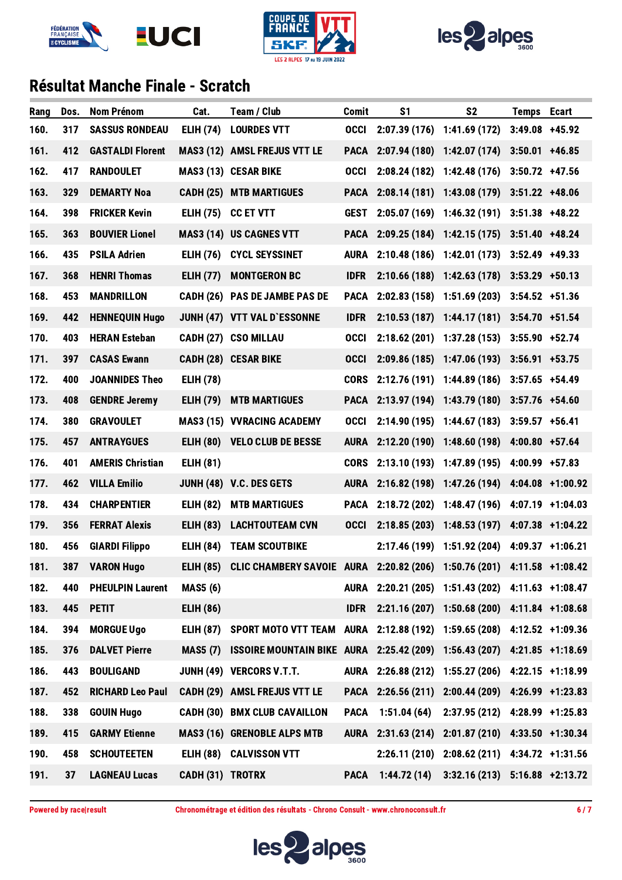## Résultat Manche Finale - Scratch

| Rang | Dos. | Nom Prénom | Cat. | Team / Club | Comit | S1 | S2 | Temps | Ecart |
|---|---|---|---|---|---|---|---|---|---|
| 160. | 317 | SASSUS RONDEAU | ELIH (74) | LOURDES VTT | OCCI | 2:07.39 (176) | 1:41.69 (172) | 3:49.08 | +45.92 |
| 161. | 412 | GASTALDI Florent | MAS3 (12) | AMSL FREJUS VTT LE | PACA | 2:07.94 (180) | 1:42.07 (174) | 3:50.01 | +46.85 |
| 162. | 417 | RANDOULET | MAS3 (13) | CESAR BIKE | OCCI | 2:08.24 (182) | 1:42.48 (176) | 3:50.72 | +47.56 |
| 163. | 329 | DEMARTY Noa | CADH (25) | MTB MARTIGUES | PACA | 2:08.14 (181) | 1:43.08 (179) | 3:51.22 | +48.06 |
| 164. | 398 | FRICKER Kevin | ELIH (75) | CC ET VTT | GEST | 2:05.07 (169) | 1:46.32 (191) | 3:51.38 | +48.22 |
| 165. | 363 | BOUVIER Lionel | MAS3 (14) | US CAGNES VTT | PACA | 2:09.25 (184) | 1:42.15 (175) | 3:51.40 | +48.24 |
| 166. | 435 | PSILA Adrien | ELIH (76) | CYCL SEYSSINET | AURA | 2:10.48 (186) | 1:42.01 (173) | 3:52.49 | +49.33 |
| 167. | 368 | HENRI Thomas | ELIH (77) | MONTGERON BC | IDFR | 2:10.66 (188) | 1:42.63 (178) | 3:53.29 | +50.13 |
| 168. | 453 | MANDRILLON | CADH (26) | PAS DE JAMBE PAS DE | PACA | 2:02.83 (158) | 1:51.69 (203) | 3:54.52 | +51.36 |
| 169. | 442 | HENNEQUIN Hugo | JUNH (47) | VTT VAL D`ESSONNE | IDFR | 2:10.53 (187) | 1:44.17 (181) | 3:54.70 | +51.54 |
| 170. | 403 | HERAN Esteban | CADH (27) | CSO MILLAU | OCCI | 2:18.62 (201) | 1:37.28 (153) | 3:55.90 | +52.74 |
| 171. | 397 | CASAS Ewann | CADH (28) | CESAR BIKE | OCCI | 2:09.86 (185) | 1:47.06 (193) | 3:56.91 | +53.75 |
| 172. | 400 | JOANNIDES Theo | ELIH (78) | | CORS | 2:12.76 (191) | 1:44.89 (186) | 3:57.65 | +54.49 |
| 173. | 408 | GENDRE Jeremy | ELIH (79) | MTB MARTIGUES | PACA | 2:13.97 (194) | 1:43.79 (180) | 3:57.76 | +54.60 |
| 174. | 380 | GRAVOULET | MAS3 (15) | VVRACING ACADEMY | OCCI | 2:14.90 (195) | 1:44.67 (183) | 3:59.57 | +56.41 |
| 175. | 457 | ANTRAYGUES | ELIH (80) | VELO CLUB DE BESSE | AURA | 2:12.20 (190) | 1:48.60 (198) | 4:00.80 | +57.64 |
| 176. | 401 | AMERIS Christian | ELIH (81) | | CORS | 2:13.10 (193) | 1:47.89 (195) | 4:00.99 | +57.83 |
| 177. | 462 | VILLA Emilio | JUNH (48) | V.C. DES GETS | AURA | 2:16.82 (198) | 1:47.26 (194) | 4:04.08 | +1:00.92 |
| 178. | 434 | CHARPENTIER | ELIH (82) | MTB MARTIGUES | PACA | 2:18.72 (202) | 1:48.47 (196) | 4:07.19 | +1:04.03 |
| 179. | 356 | FERRAT Alexis | ELIH (83) | LACHTOUTEAM CVN | OCCI | 2:18.85 (203) | 1:48.53 (197) | 4:07.38 | +1:04.22 |
| 180. | 456 | GIARDI Filippo | ELIH (84) | TEAM SCOUTBIKE | | 2:17.46 (199) | 1:51.92 (204) | 4:09.37 | +1:06.21 |
| 181. | 387 | VARON Hugo | ELIH (85) | CLIC CHAMBERY SAVOIE | AURA | 2:20.82 (206) | 1:50.76 (201) | 4:11.58 | +1:08.42 |
| 182. | 440 | PHEULPIN Laurent | MAS5 (6) | | AURA | 2:20.21 (205) | 1:51.43 (202) | 4:11.63 | +1:08.47 |
| 183. | 445 | PETIT | ELIH (86) | | IDFR | 2:21.16 (207) | 1:50.68 (200) | 4:11.84 | +1:08.68 |
| 184. | 394 | MORGUE Ugo | ELIH (87) | SPORT MOTO VTT TEAM | AURA | 2:12.88 (192) | 1:59.65 (208) | 4:12.52 | +1:09.36 |
| 185. | 376 | DALVET Pierre | MAS5 (7) | ISSOIRE MOUNTAIN BIKE | AURA | 2:25.42 (209) | 1:56.43 (207) | 4:21.85 | +1:18.69 |
| 186. | 443 | BOULIGAND | JUNH (49) | VERCORS V.T.T. | AURA | 2:26.88 (212) | 1:55.27 (206) | 4:22.15 | +1:18.99 |
| 187. | 452 | RICHARD Leo Paul | CADH (29) | AMSL FREJUS VTT LE | PACA | 2:26.56 (211) | 2:00.44 (209) | 4:26.99 | +1:23.83 |
| 188. | 338 | GOUIN Hugo | CADH (30) | BMX CLUB CAVAILLON | PACA | 1:51.04 (64) | 2:37.95 (212) | 4:28.99 | +1:25.83 |
| 189. | 415 | GARMY Etienne | MAS3 (16) | GRENOBLE ALPS MTB | AURA | 2:31.63 (214) | 2:01.87 (210) | 4:33.50 | +1:30.34 |
| 190. | 458 | SCHOUTEETEN | ELIH (88) | CALVISSON VTT | | 2:26.11 (210) | 2:08.62 (211) | 4:34.72 | +1:31.56 |
| 191. | 37 | LAGNEAU Lucas | CADH (31) | TROTRX | PACA | 1:44.72 (14) | 3:32.16 (213) | 5:16.88 | +2:13.72 |

Powered by race|result — Chronométrage et édition des résultats - Chrono Consult - www.chronoconsult.fr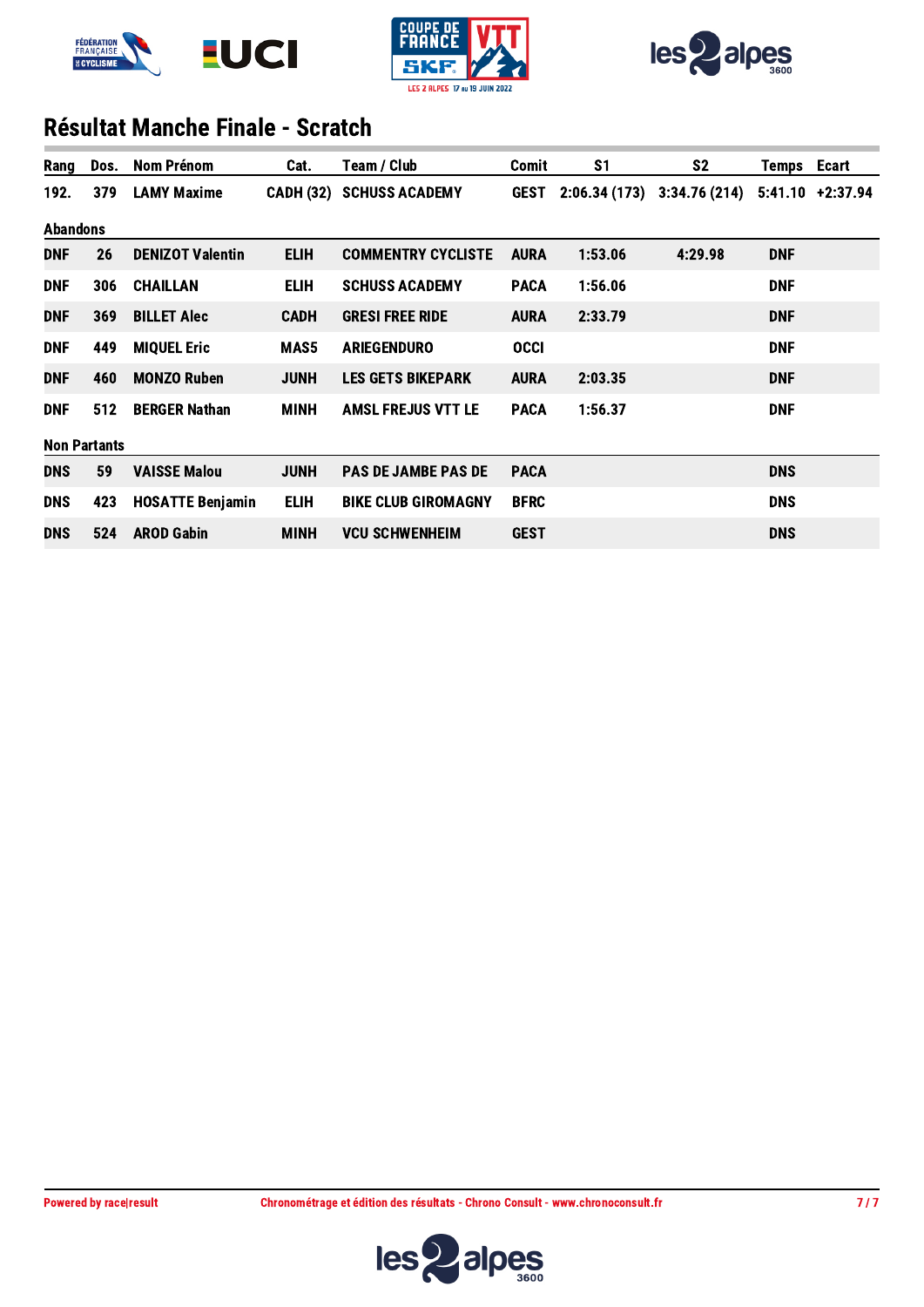## Résultat Manche Finale - Scratch

| Rang | Dos. | Nom Prénom | Cat. | Team / Club | Comit | S1 | S2 | Temps | Ecart |
|---|---|---|---|---|---|---|---|---|---|
| 192. | 379 | LAMY Maxime | CADH (32) | SCHUSS ACADEMY | GEST | 2:06.34 (173) | 3:34.76 (214) | 5:41.10 | +2:37.94 |
| **Abandons** | | | | | | | | | |
| DNF | 26 | DENIZOT Valentin | ELIH | COMMENTRY CYCLISTE | AURA | 1:53.06 | 4:29.98 | DNF | |
| DNF | 306 | CHAILLAN | ELIH | SCHUSS ACADEMY | PACA | 1:56.06 | | DNF | |
| DNF | 369 | BILLET Alec | CADH | GRESI FREE RIDE | AURA | 2:33.79 | | DNF | |
| DNF | 449 | MIQUEL Eric | MAS5 | ARIEGENDURO | OCCI | | | DNF | |
| DNF | 460 | MONZO Ruben | JUNH | LES GETS BIKEPARK | AURA | 2:03.35 | | DNF | |
| DNF | 512 | BERGER Nathan | MINH | AMSL FREJUS VTT LE | PACA | 1:56.37 | | DNF | |
| **Non Partants** | | | | | | | | | |
| DNS | 59 | VAISSE Malou | JUNH | PAS DE JAMBE PAS DE | PACA | | | DNS | |
| DNS | 423 | HOSATTE Benjamin | ELIH | BIKE CLUB GIROMAGNY | BFRC | | | DNS | |
| DNS | 524 | AROD Gabin | MINH | VCU SCHWENHEIM | GEST | | | DNS | |

Powered by race|result    Chronométrage et édition des résultats - Chrono Consult - www.chronoconsult.fr